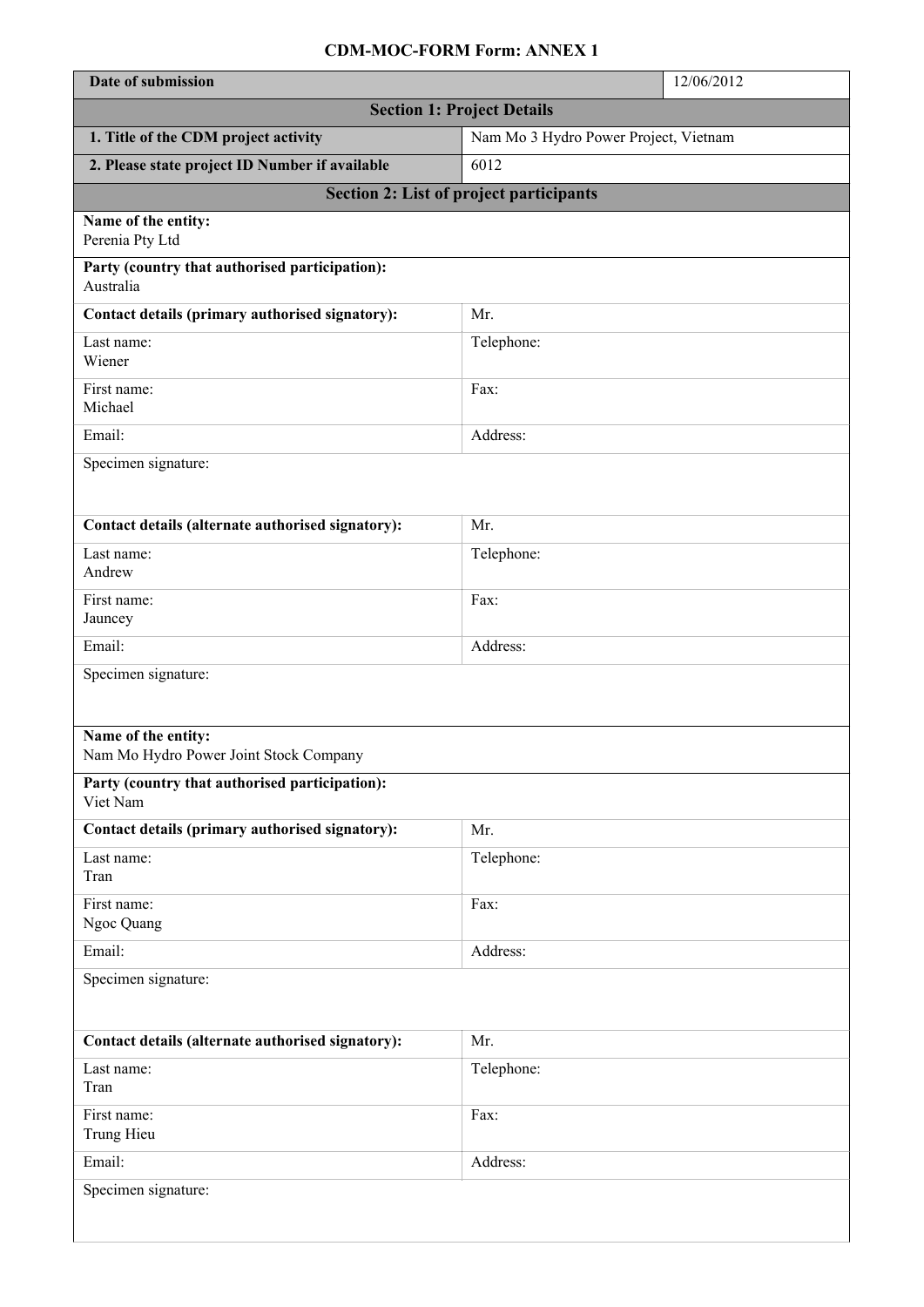# CDM-MOC-FORM Form: ANNEX 1

| | | |
|---|---|---|
| **Date of submission** | | 12/06/2012 |
| **Section 1: Project Details** | | |
| **1. Title of the CDM project activity** | Nam Mo 3 Hydro Power Project, Vietnam | |
| **2. Please state project ID Number if available** | 6012 | |

## Section 2: List of project participants

| | |
|---|---|
| **Name of the entity:**<br>Perenia Pty Ltd | |
| **Party (country that authorised participation):**<br>Australia | |
| **Contact details (primary authorised signatory):** | Mr. |
| Last name:<br>Wiener | Telephone: |
| First name:<br>Michael | Fax: |
| Email: | Address: |
| Specimen signature: | |
| **Contact details (alternate authorised signatory):** | Mr. |
| Last name:<br>Andrew | Telephone: |
| First name:<br>Jauncey | Fax: |
| Email: | Address: |
| Specimen signature: | |
| **Name of the entity:**<br>Nam Mo Hydro Power Joint Stock Company | |
| **Party (country that authorised participation):**<br>Viet Nam | |
| **Contact details (primary authorised signatory):** | Mr. |
| Last name:<br>Tran | Telephone: |
| First name:<br>Ngoc Quang | Fax: |
| Email: | Address: |
| Specimen signature: | |
| **Contact details (alternate authorised signatory):** | Mr. |
| Last name:<br>Tran | Telephone: |
| First name:<br>Trung Hieu | Fax: |
| Email: | Address: |
| Specimen signature: | |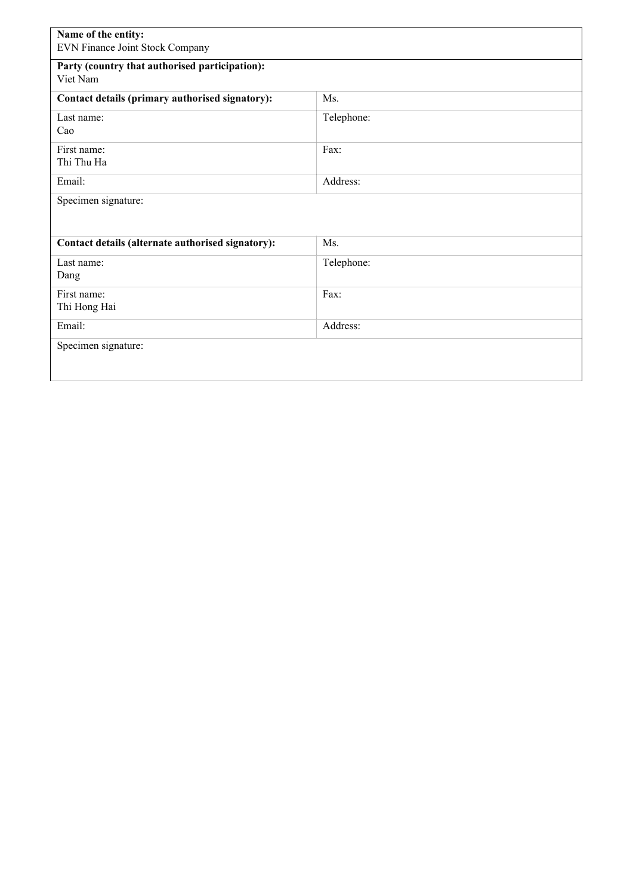| | |
|---|---|
| **Name of the entity:**<br>EVN Finance Joint Stock Company | |
| **Party (country that authorised participation):**<br>Viet Nam | |
| **Contact details (primary authorised signatory):** | Ms. |
| Last name:<br>Cao | Telephone: |
| First name:<br>Thi Thu Ha | Fax: |
| Email: | Address: |
| Specimen signature: | |
| **Contact details (alternate authorised signatory):** | Ms. |
| Last name:<br>Dang | Telephone: |
| First name:<br>Thi Hong Hai | Fax: |
| Email: | Address: |
| Specimen signature: | |